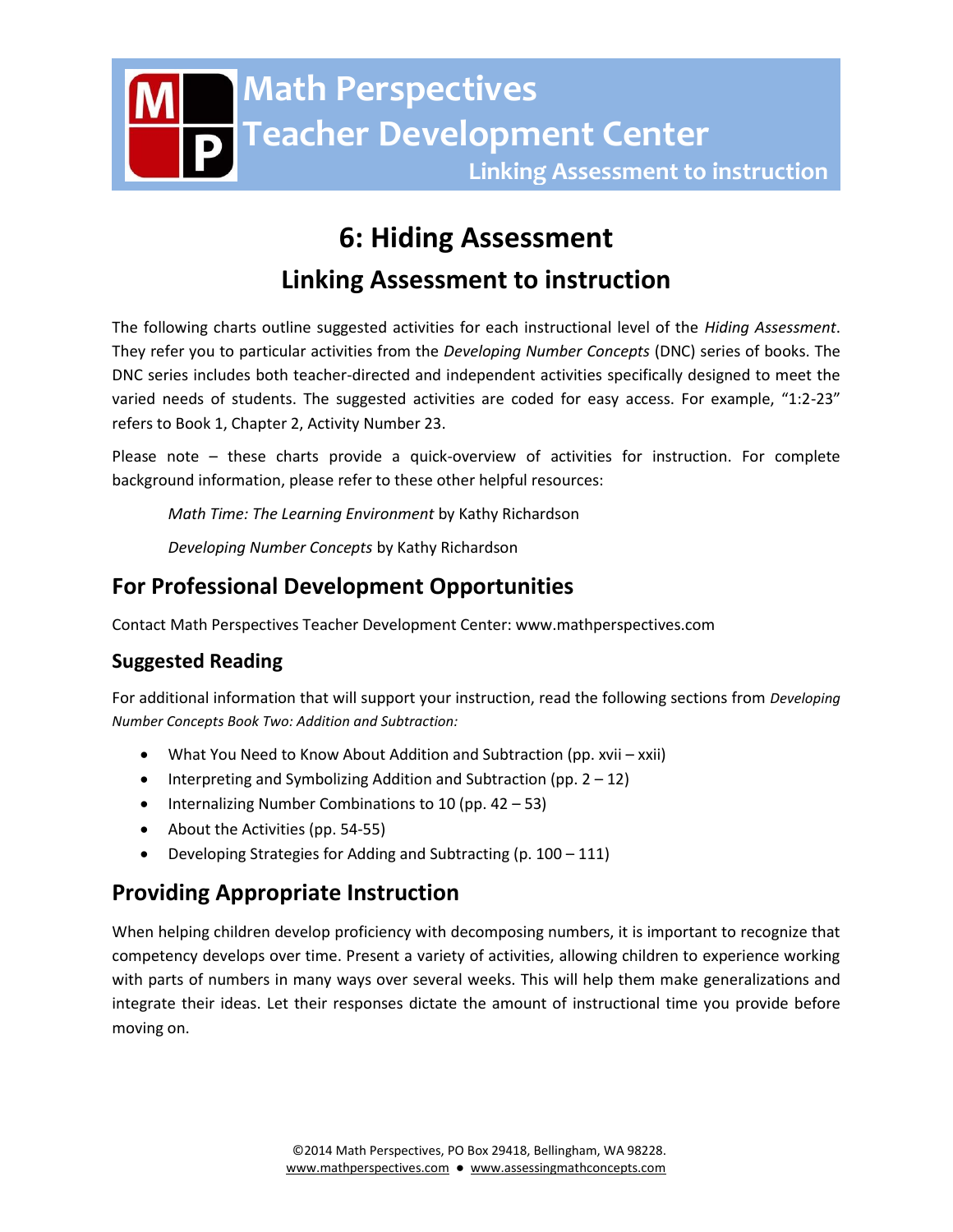# Math Perspectives Teacher Development Center

Linking Assessment to instruction

# 6: Hiding Assessment

## Linking Assessment to instruction

The following charts outline suggested activities for each instructional level of the *Hiding Assessment*. They refer you to particular activities from the *Developing Number Concepts* (DNC) series of books. The DNC series includes both teacher-directed and independent activities specifically designed to meet the varied needs of students. The suggested activities are coded for easy access. For example, "1:2-23" refers to Book 1, Chapter 2, Activity Number 23.

Please note – these charts provide a quick-overview of activities for instruction. For complete background information, please refer to these other helpful resources:

> *Math Time: The Learning Environment* by Kathy Richardson
>
> *Developing Number Concepts* by Kathy Richardson

## For Professional Development Opportunities

Contact Math Perspectives Teacher Development Center: www.mathperspectives.com

### Suggested Reading

For additional information that will support your instruction, read the following sections from *Developing Number Concepts Book Two: Addition and Subtraction:*

- What You Need to Know About Addition and Subtraction (pp. xvii – xxii)
- Interpreting and Symbolizing Addition and Subtraction (pp. 2 – 12)
- Internalizing Number Combinations to 10 (pp. 42 – 53)
- About the Activities (pp. 54-55)
- Developing Strategies for Adding and Subtracting (p. 100 – 111)

## Providing Appropriate Instruction

When helping children develop proficiency with decomposing numbers, it is important to recognize that competency develops over time. Present a variety of activities, allowing children to experience working with parts of numbers in many ways over several weeks. This will help them make generalizations and integrate their ideas. Let their responses dictate the amount of instructional time you provide before moving on.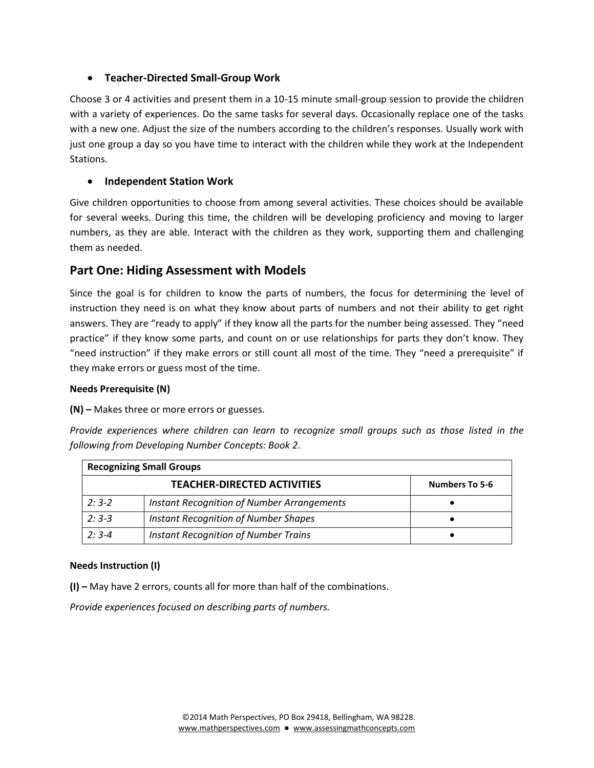- **Teacher-Directed Small-Group Work**

Choose 3 or 4 activities and present them in a 10-15 minute small-group session to provide the children with a variety of experiences. Do the same tasks for several days. Occasionally replace one of the tasks with a new one. Adjust the size of the numbers according to the children's responses. Usually work with just one group a day so you have time to interact with the children while they work at the Independent Stations.

- **Independent Station Work**

Give children opportunities to choose from among several activities. These choices should be available for several weeks. During this time, the children will be developing proficiency and moving to larger numbers, as they are able. Interact with the children as they work, supporting them and challenging them as needed.

## Part One: Hiding Assessment with Models

Since the goal is for children to know the parts of numbers, the focus for determining the level of instruction they need is on what they know about parts of numbers and not their ability to get right answers. They are "ready to apply" if they know all the parts for the number being assessed. They "need practice" if they know some parts, and count on or use relationships for parts they don't know. They "need instruction" if they make errors or still count all most of the time. They "need a prerequisite" if they make errors or guess most of the time.

**Needs Prerequisite (N)**

**(N) –** Makes three or more errors or guesses.

*Provide experiences where children can learn to recognize small groups such as those listed in the following from Developing Number Concepts: Book 2*.

| **Recognizing Small Groups** | | |
|---|---|---|
| **TEACHER-DIRECTED ACTIVITIES** | | **Numbers To 5-6** |
| *2: 3-2* | *Instant Recognition of Number Arrangements* | • |
| *2: 3-3* | *Instant Recognition of Number Shapes* | • |
| *2: 3-4* | *Instant Recognition of Number Trains* | • |

**Needs Instruction (I)**

**(I) –** May have 2 errors, counts all for more than half of the combinations.

*Provide experiences focused on describing parts of numbers.*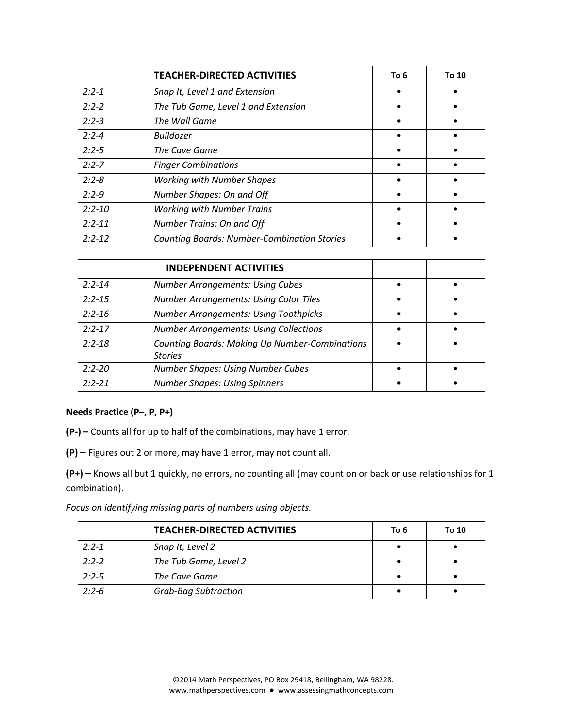| TEACHER-DIRECTED ACTIVITIES | | To 6 | To 10 |
|---|---|---|---|
| *2:2-1* | *Snap It, Level 1 and Extension* | • | • |
| *2:2-2* | *The Tub Game, Level 1 and Extension* | • | • |
| *2:2-3* | *The Wall Game* | • | • |
| *2:2-4* | *Bulldozer* | • | • |
| *2:2-5* | *The Cave Game* | • | • |
| *2:2-7* | *Finger Combinations* | • | • |
| *2:2-8* | *Working with Number Shapes* | • | • |
| *2:2-9* | *Number Shapes: On and Off* | • | • |
| *2:2-10* | *Working with Number Trains* | • | • |
| *2:2-11* | *Number Trains: On and Off* | • | • |
| *2:2-12* | *Counting Boards: Number-Combination Stories* | • | • |

| INDEPENDENT ACTIVITIES | | | |
|---|---|---|---|
| *2:2-14* | *Number Arrangements: Using Cubes* | • | • |
| *2:2-15* | *Number Arrangements: Using Color Tiles* | • | • |
| *2:2-16* | *Number Arrangements: Using Toothpicks* | • | • |
| *2:2-17* | *Number Arrangements: Using Collections* | • | • |
| *2:2-18* | *Counting Boards: Making Up Number-Combinations Stories* | • | • |
| *2:2-20* | *Number Shapes: Using Number Cubes* | • | • |
| *2:2-21* | *Number Shapes: Using Spinners* | • | • |

**Needs Practice (P–, P, P+)**

**(P-) –** Counts all for up to half of the combinations, may have 1 error.

**(P) –** Figures out 2 or more, may have 1 error, may not count all.

**(P+) –** Knows all but 1 quickly, no errors, no counting all (may count on or back or use relationships for 1 combination).

*Focus on identifying missing parts of numbers using objects.*

| TEACHER-DIRECTED ACTIVITIES | | To 6 | To 10 |
|---|---|---|---|
| *2:2-1* | *Snap It, Level 2* | • | • |
| *2:2-2* | *The Tub Game, Level 2* | • | • |
| *2:2-5* | *The Cave Game* | • | • |
| *2:2-6* | *Grab-Bag Subtraction* | • | • |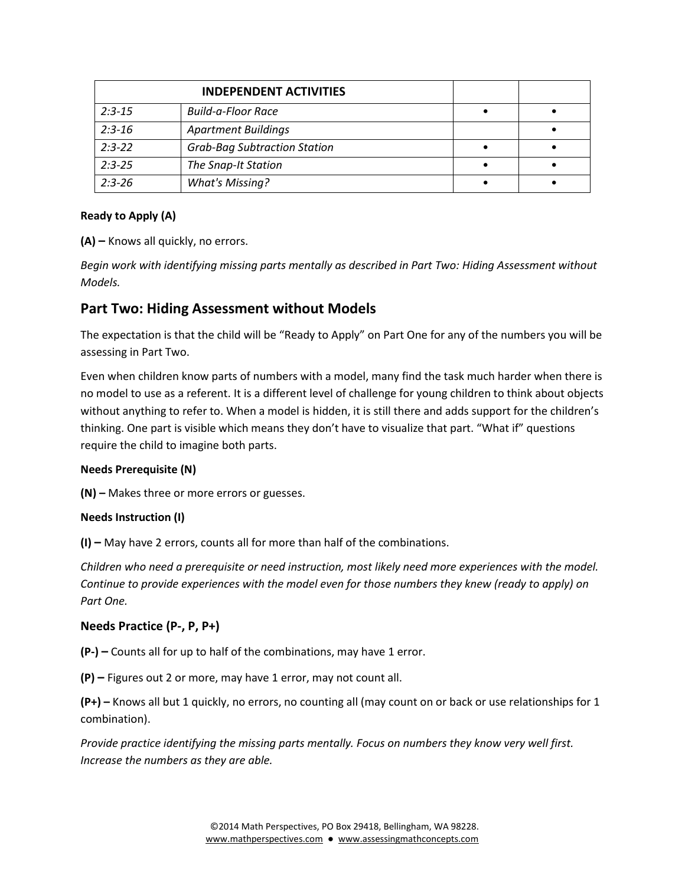| INDEPENDENT ACTIVITIES | | | |
|---|---|---|---|
| *2:3-15* | *Build-a-Floor Race* | • | • |
| *2:3-16* | *Apartment Buildings* | | • |
| *2:3-22* | *Grab-Bag Subtraction Station* | • | • |
| *2:3-25* | *The Snap-It Station* | • | • |
| *2:3-26* | *What's Missing?* | • | • |

**Ready to Apply (A)**

**(A) –** Knows all quickly, no errors.

*Begin work with identifying missing parts mentally as described in Part Two: Hiding Assessment without Models.*

## Part Two: Hiding Assessment without Models

The expectation is that the child will be "Ready to Apply" on Part One for any of the numbers you will be assessing in Part Two.

Even when children know parts of numbers with a model, many find the task much harder when there is no model to use as a referent. It is a different level of challenge for young children to think about objects without anything to refer to. When a model is hidden, it is still there and adds support for the children's thinking. One part is visible which means they don't have to visualize that part. "What if" questions require the child to imagine both parts.

**Needs Prerequisite (N)**

**(N) –** Makes three or more errors or guesses.

**Needs Instruction (I)**

**(I) –** May have 2 errors, counts all for more than half of the combinations.

*Children who need a prerequisite or need instruction, most likely need more experiences with the model. Continue to provide experiences with the model even for those numbers they knew (ready to apply) on Part One.*

### Needs Practice (P-, P, P+)

**(P-) –** Counts all for up to half of the combinations, may have 1 error.

**(P) –** Figures out 2 or more, may have 1 error, may not count all.

**(P+) –** Knows all but 1 quickly, no errors, no counting all (may count on or back or use relationships for 1 combination).

*Provide practice identifying the missing parts mentally. Focus on numbers they know very well first. Increase the numbers as they are able.*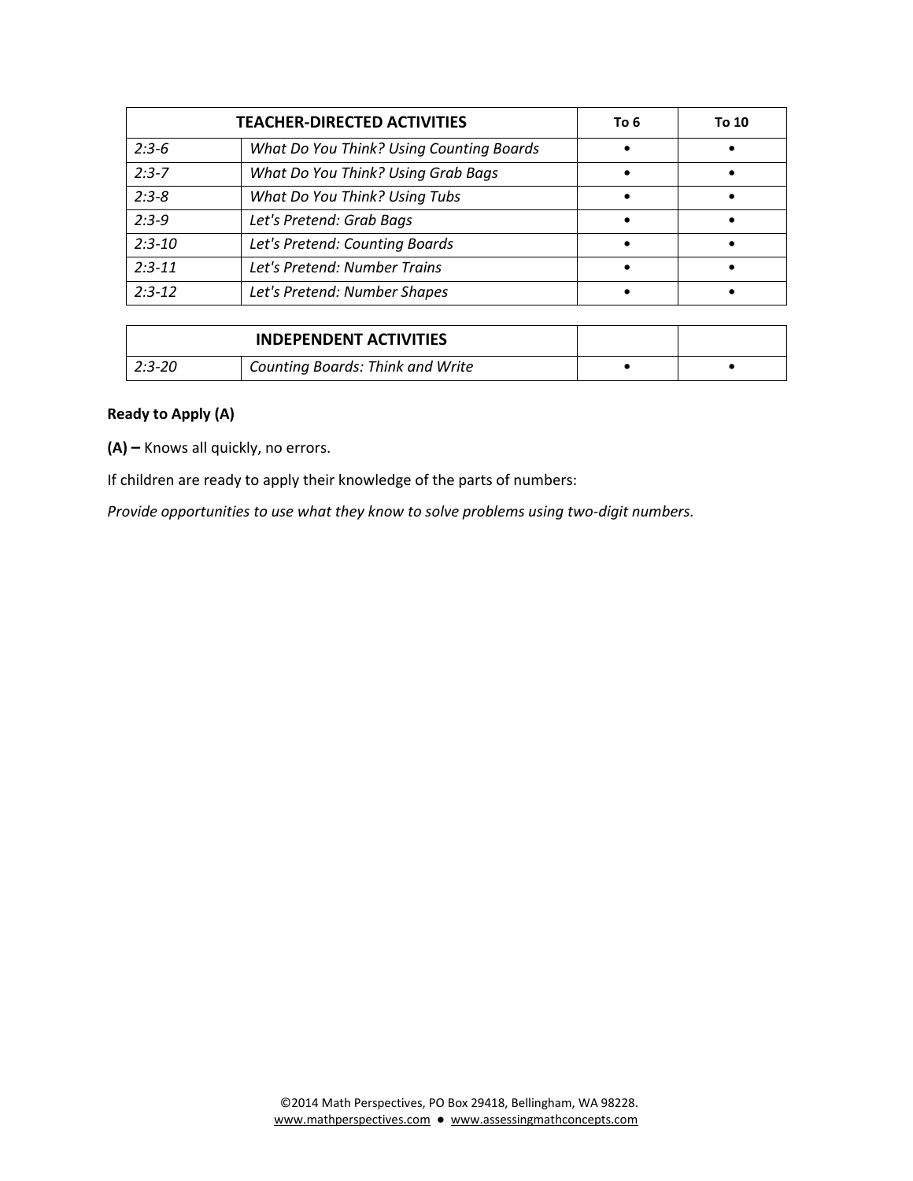| TEACHER-DIRECTED ACTIVITIES | | To 6 | To 10 |
|---|---|---|---|
| *2:3-6* | *What Do You Think? Using Counting Boards* | • | • |
| *2:3-7* | *What Do You Think? Using Grab Bags* | • | • |
| *2:3-8* | *What Do You Think? Using Tubs* | • | • |
| *2:3-9* | *Let's Pretend: Grab Bags* | • | • |
| *2:3-10* | *Let's Pretend: Counting Boards* | • | • |
| *2:3-11* | *Let's Pretend: Number Trains* | • | • |
| *2:3-12* | *Let's Pretend: Number Shapes* | • | • |

| INDEPENDENT ACTIVITIES | | | |
|---|---|---|---|
| *2:3-20* | *Counting Boards: Think and Write* | • | • |

**Ready to Apply (A)**

**(A) –** Knows all quickly, no errors.

If children are ready to apply their knowledge of the parts of numbers:

*Provide opportunities to use what they know to solve problems using two-digit numbers.*